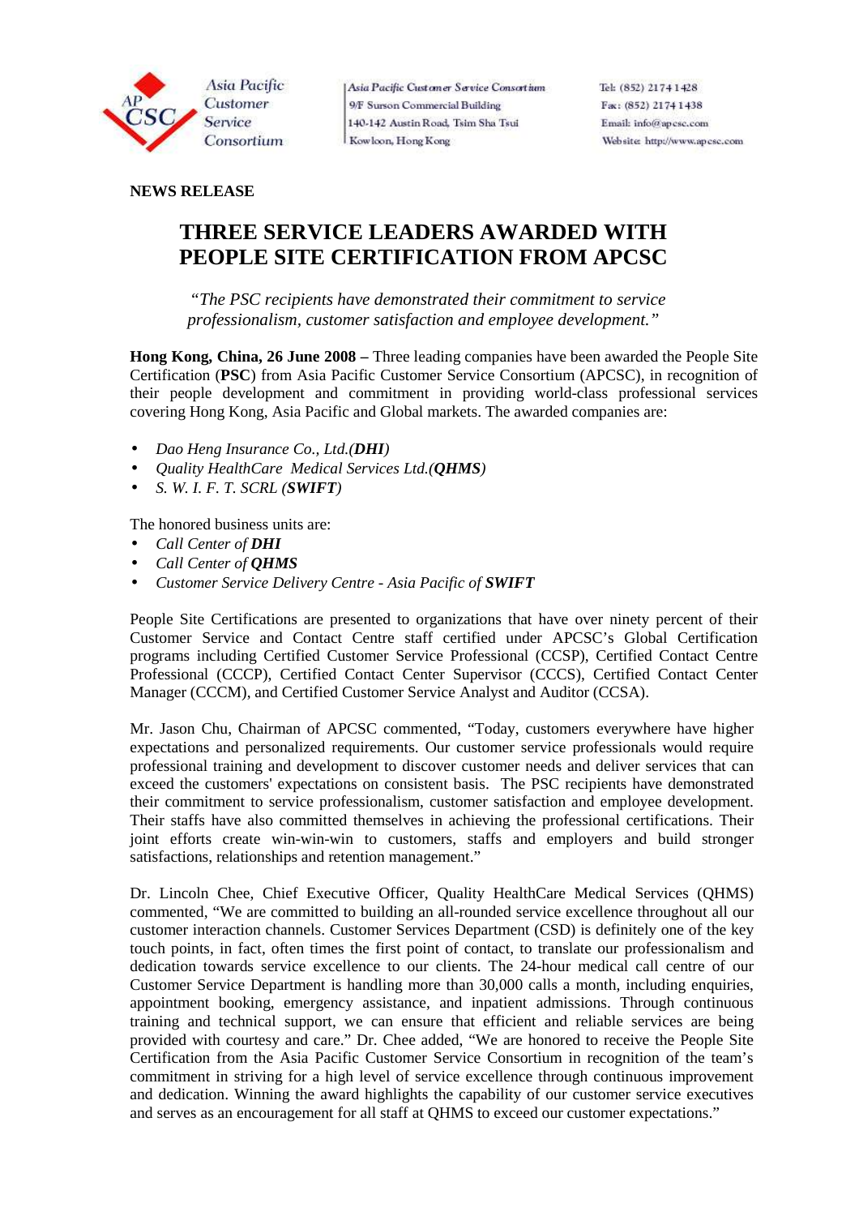Asia Pacific Customer Service Consortium

Asia Pacific Customer Service Consortium
9/F Surson Commercial Building
140-142 Austin Road, Tsim Sha Tsui
Kowloon, Hong Kong

Tel: (852) 2174 1428
Fax: (852) 2174 1438
Email: info@apcsc.com
Website: http://www.apcsc.com

**NEWS RELEASE**

# THREE SERVICE LEADERS AWARDED WITH PEOPLE SITE CERTIFICATION FROM APCSC

*"The PSC recipients have demonstrated their commitment to service professionalism, customer satisfaction and employee development."*

**Hong Kong, China, 26 June 2008 –** Three leading companies have been awarded the People Site Certification (**PSC**) from Asia Pacific Customer Service Consortium (APCSC), in recognition of their people development and commitment in providing world-class professional services covering Hong Kong, Asia Pacific and Global markets. The awarded companies are:

- *Dao Heng Insurance Co., Ltd.(**DHI**)*
- *Quality HealthCare Medical Services Ltd.(**QHMS**)*
- *S. W. I. F. T. SCRL (**SWIFT**)*

The honored business units are:

- *Call Center of **DHI***
- *Call Center of **QHMS***
- *Customer Service Delivery Centre - Asia Pacific of **SWIFT***

People Site Certifications are presented to organizations that have over ninety percent of their Customer Service and Contact Centre staff certified under APCSC's Global Certification programs including Certified Customer Service Professional (CCSP), Certified Contact Centre Professional (CCCP), Certified Contact Center Supervisor (CCCS), Certified Contact Center Manager (CCCM), and Certified Customer Service Analyst and Auditor (CCSA).

Mr. Jason Chu, Chairman of APCSC commented, "Today, customers everywhere have higher expectations and personalized requirements. Our customer service professionals would require professional training and development to discover customer needs and deliver services that can exceed the customers' expectations on consistent basis. The PSC recipients have demonstrated their commitment to service professionalism, customer satisfaction and employee development. Their staffs have also committed themselves in achieving the professional certifications. Their joint efforts create win-win-win to customers, staffs and employers and build stronger satisfactions, relationships and retention management."

Dr. Lincoln Chee, Chief Executive Officer, Quality HealthCare Medical Services (QHMS) commented, "We are committed to building an all-rounded service excellence throughout all our customer interaction channels. Customer Services Department (CSD) is definitely one of the key touch points, in fact, often times the first point of contact, to translate our professionalism and dedication towards service excellence to our clients. The 24-hour medical call centre of our Customer Service Department is handling more than 30,000 calls a month, including enquiries, appointment booking, emergency assistance, and inpatient admissions. Through continuous training and technical support, we can ensure that efficient and reliable services are being provided with courtesy and care." Dr. Chee added, "We are honored to receive the People Site Certification from the Asia Pacific Customer Service Consortium in recognition of the team's commitment in striving for a high level of service excellence through continuous improvement and dedication. Winning the award highlights the capability of our customer service executives and serves as an encouragement for all staff at QHMS to exceed our customer expectations."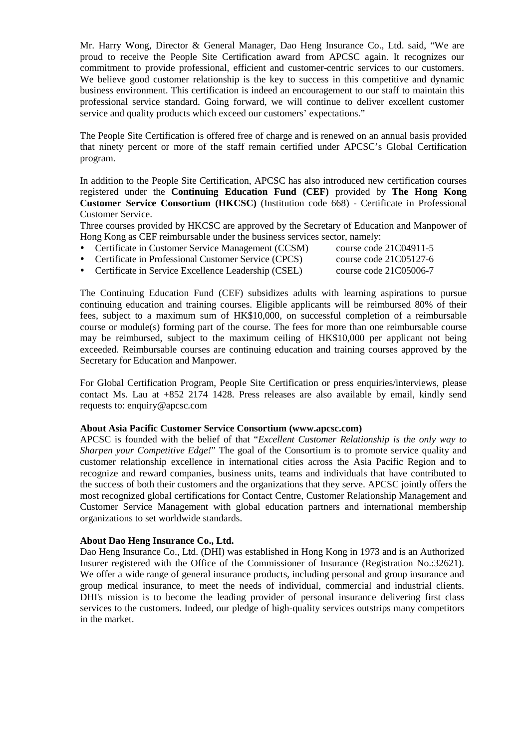Mr. Harry Wong, Director & General Manager, Dao Heng Insurance Co., Ltd. said, "We are proud to receive the People Site Certification award from APCSC again. It recognizes our commitment to provide professional, efficient and customer-centric services to our customers. We believe good customer relationship is the key to success in this competitive and dynamic business environment. This certification is indeed an encouragement to our staff to maintain this professional service standard. Going forward, we will continue to deliver excellent customer service and quality products which exceed our customers' expectations."

The People Site Certification is offered free of charge and is renewed on an annual basis provided that ninety percent or more of the staff remain certified under APCSC's Global Certification program.

In addition to the People Site Certification, APCSC has also introduced new certification courses registered under the **Continuing Education Fund (CEF)** provided by **The Hong Kong Customer Service Consortium (HKCSC)** (Institution code 668) - Certificate in Professional Customer Service.

Three courses provided by HKCSC are approved by the Secretary of Education and Manpower of Hong Kong as CEF reimbursable under the business services sector, namely:

- Certificate in Customer Service Management (CCSM) course code 21C04911-5
- Certificate in Professional Customer Service (CPCS) course code 21C05127-6
- Certificate in Service Excellence Leadership (CSEL) course code 21C05006-7

The Continuing Education Fund (CEF) subsidizes adults with learning aspirations to pursue continuing education and training courses. Eligible applicants will be reimbursed 80% of their fees, subject to a maximum sum of HK$10,000, on successful completion of a reimbursable course or module(s) forming part of the course. The fees for more than one reimbursable course may be reimbursed, subject to the maximum ceiling of HK$10,000 per applicant not being exceeded. Reimbursable courses are continuing education and training courses approved by the Secretary for Education and Manpower.

For Global Certification Program, People Site Certification or press enquiries/interviews, please contact Ms. Lau at +852 2174 1428. Press releases are also available by email, kindly send requests to: enquiry@apcsc.com

**About Asia Pacific Customer Service Consortium (www.apcsc.com)**

APCSC is founded with the belief of that "*Excellent Customer Relationship is the only way to Sharpen your Competitive Edge!*" The goal of the Consortium is to promote service quality and customer relationship excellence in international cities across the Asia Pacific Region and to recognize and reward companies, business units, teams and individuals that have contributed to the success of both their customers and the organizations that they serve. APCSC jointly offers the most recognized global certifications for Contact Centre, Customer Relationship Management and Customer Service Management with global education partners and international membership organizations to set worldwide standards.

**About Dao Heng Insurance Co., Ltd.**

Dao Heng Insurance Co., Ltd. (DHI) was established in Hong Kong in 1973 and is an Authorized Insurer registered with the Office of the Commissioner of Insurance (Registration No.:32621). We offer a wide range of general insurance products, including personal and group insurance and group medical insurance, to meet the needs of individual, commercial and industrial clients. DHI's mission is to become the leading provider of personal insurance delivering first class services to the customers. Indeed, our pledge of high-quality services outstrips many competitors in the market.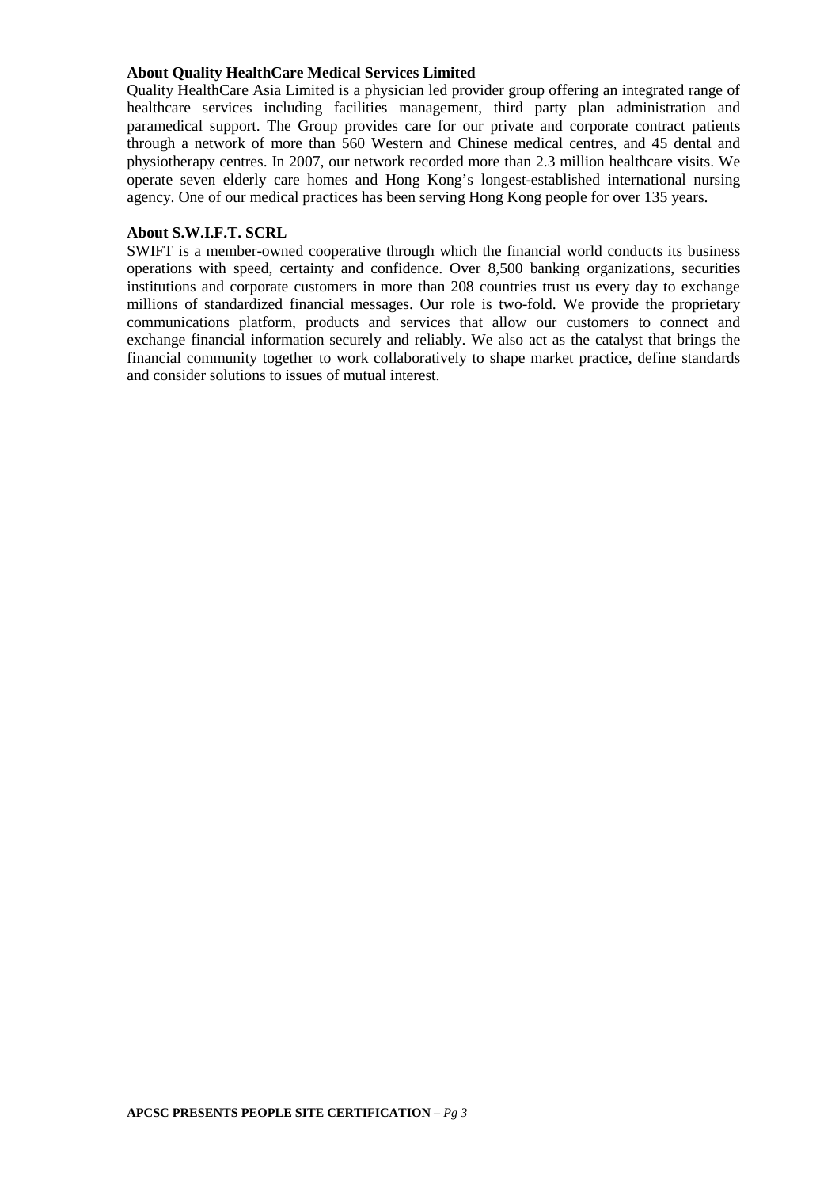**About Quality HealthCare Medical Services Limited**

Quality HealthCare Asia Limited is a physician led provider group offering an integrated range of healthcare services including facilities management, third party plan administration and paramedical support. The Group provides care for our private and corporate contract patients through a network of more than 560 Western and Chinese medical centres, and 45 dental and physiotherapy centres. In 2007, our network recorded more than 2.3 million healthcare visits. We operate seven elderly care homes and Hong Kong's longest-established international nursing agency. One of our medical practices has been serving Hong Kong people for over 135 years.

**About S.W.I.F.T. SCRL**

SWIFT is a member-owned cooperative through which the financial world conducts its business operations with speed, certainty and confidence. Over 8,500 banking organizations, securities institutions and corporate customers in more than 208 countries trust us every day to exchange millions of standardized financial messages. Our role is two-fold. We provide the proprietary communications platform, products and services that allow our customers to connect and exchange financial information securely and reliably. We also act as the catalyst that brings the financial community together to work collaboratively to shape market practice, define standards and consider solutions to issues of mutual interest.